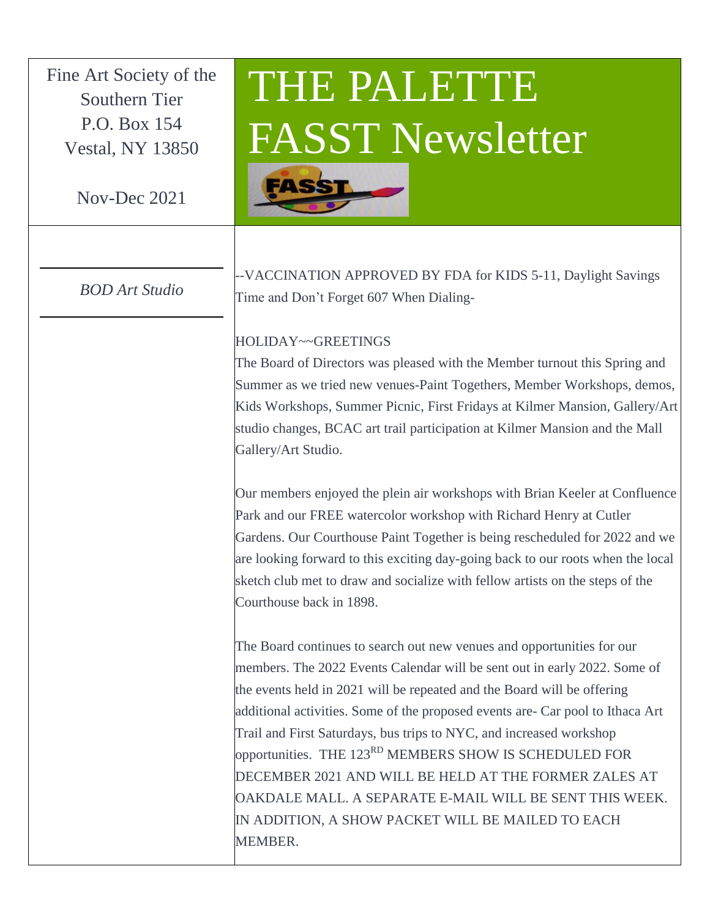Fine Art Society of the Southern Tier
P.O. Box 154
Vestal, NY 13850

Nov-Dec 2021

# THE PALETTE
# FASST Newsletter

*BOD Art Studio*

--VACCINATION APPROVED BY FDA for KIDS 5-11, Daylight Savings Time and Don't Forget 607 When Dialing-

HOLIDAY~~GREETINGS

The Board of Directors was pleased with the Member turnout this Spring and Summer as we tried new venues-Paint Togethers, Member Workshops, demos, Kids Workshops, Summer Picnic, First Fridays at Kilmer Mansion, Gallery/Art studio changes, BCAC art trail participation at Kilmer Mansion and the Mall Gallery/Art Studio.

Our members enjoyed the plein air workshops with Brian Keeler at Confluence Park and our FREE watercolor workshop with Richard Henry at Cutler Gardens. Our Courthouse Paint Together is being rescheduled for 2022 and we are looking forward to this exciting day-going back to our roots when the local sketch club met to draw and socialize with fellow artists on the steps of the Courthouse back in 1898.

The Board continues to search out new venues and opportunities for our members. The 2022 Events Calendar will be sent out in early 2022. Some of the events held in 2021 will be repeated and the Board will be offering additional activities. Some of the proposed events are- Car pool to Ithaca Art Trail and First Saturdays, bus trips to NYC, and increased workshop opportunities. THE 123RD MEMBERS SHOW IS SCHEDULED FOR DECEMBER 2021 AND WILL BE HELD AT THE FORMER ZALES AT OAKDALE MALL. A SEPARATE E-MAIL WILL BE SENT THIS WEEK. IN ADDITION, A SHOW PACKET WILL BE MAILED TO EACH MEMBER.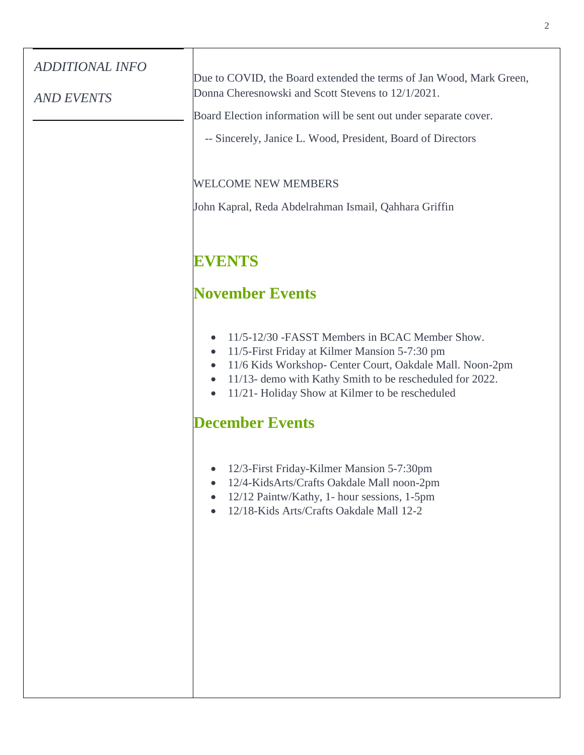*ADDITIONAL INFO*

*AND EVENTS*

Due to COVID, the Board extended the terms of Jan Wood, Mark Green, Donna Cheresnowski and Scott Stevens to 12/1/2021.

Board Election information will be sent out under separate cover.

-- Sincerely, Janice L. Wood, President, Board of Directors

WELCOME NEW MEMBERS

John Kapral, Reda Abdelrahman Ismail, Qahhara Griffin

# EVENTS

## November Events

- 11/5-12/30 -FASST Members in BCAC Member Show.
- 11/5-First Friday at Kilmer Mansion 5-7:30 pm
- 11/6 Kids Workshop- Center Court, Oakdale Mall. Noon-2pm
- 11/13- demo with Kathy Smith to be rescheduled for 2022.
- 11/21- Holiday Show at Kilmer to be rescheduled

## December Events

- 12/3-First Friday-Kilmer Mansion 5-7:30pm
- 12/4-KidsArts/Crafts Oakdale Mall noon-2pm
- 12/12 Paintw/Kathy, 1- hour sessions, 1-5pm
- 12/18-Kids Arts/Crafts Oakdale Mall 12-2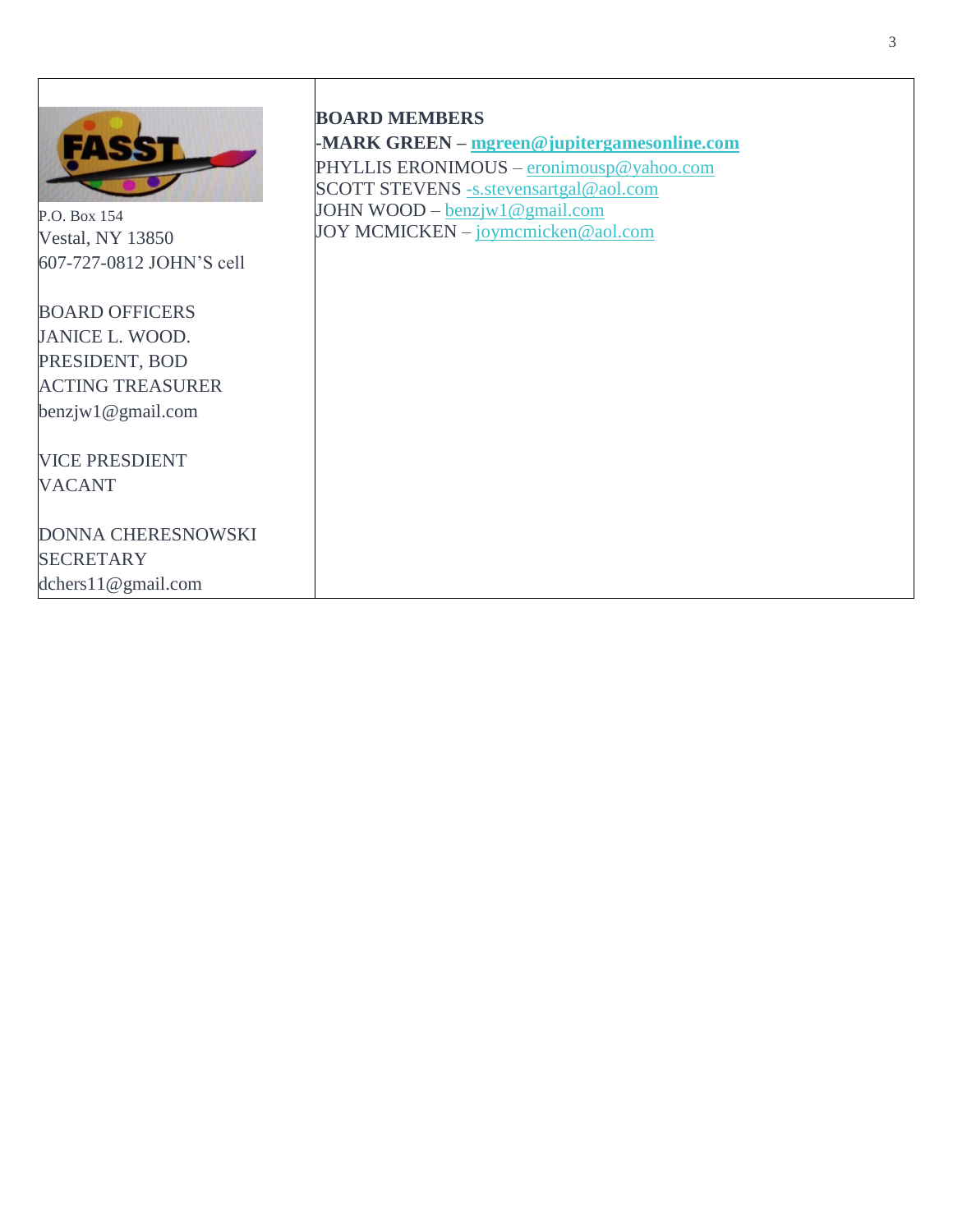FASST

P.O. Box 154
Vestal, NY 13850
607-727-0812 JOHN'S cell

BOARD OFFICERS
JANICE L. WOOD.
PRESIDENT, BOD
ACTING TREASURER
benzjw1@gmail.com

VICE PRESDIENT
VACANT

DONNA CHERESNOWSKI
SECRETARY
dchers11@gmail.com

**BOARD MEMBERS**

**-MARK GREEN – mgreen@jupitergamesonline.com**
PHYLLIS ERONIMOUS – eronimousp@yahoo.com
SCOTT STEVENS -s.stevensartgal@aol.com
JOHN WOOD – benzjw1@gmail.com
JOY MCMICKEN – joymcmicken@aol.com